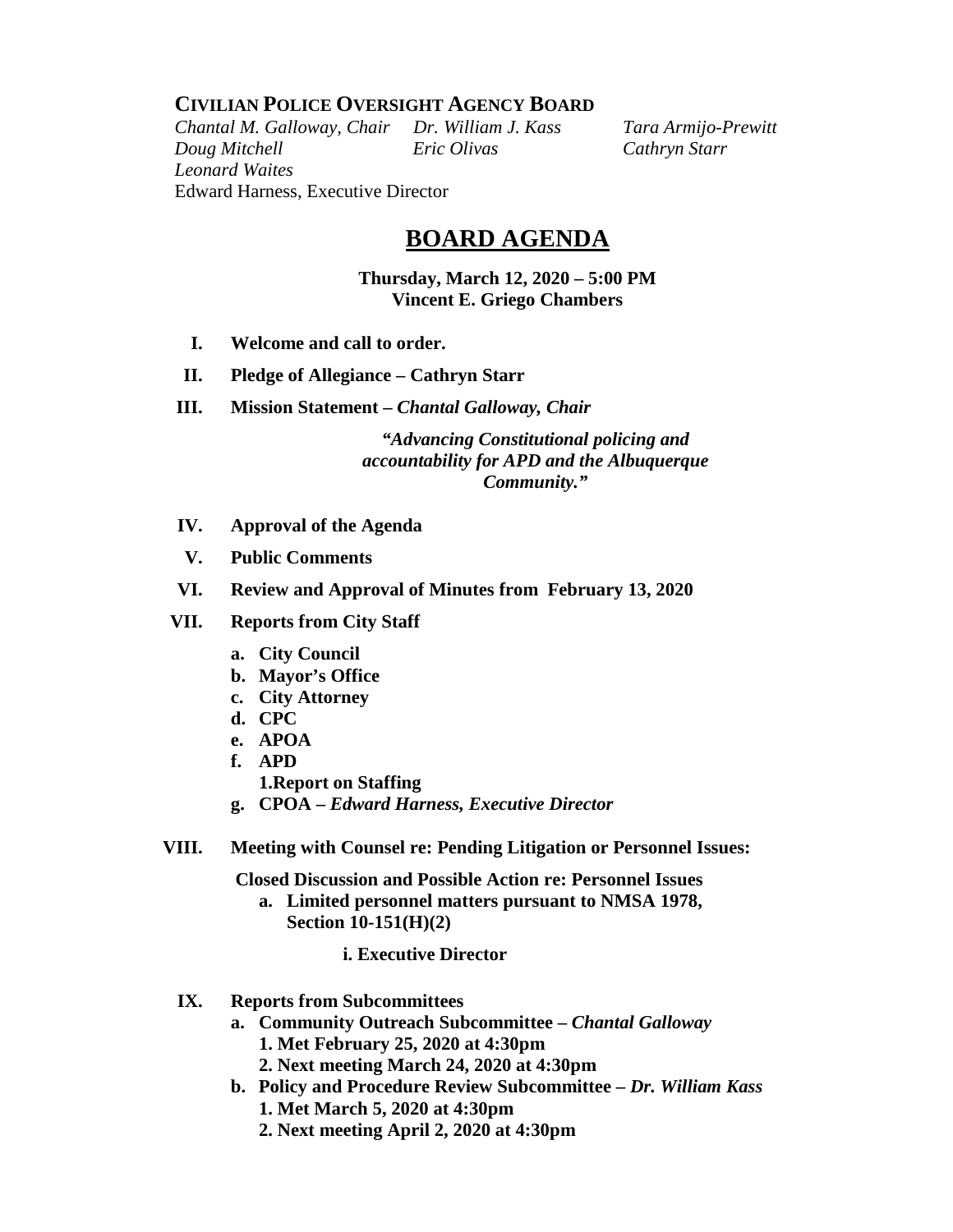**CIVILIAN POLICE OVERSIGHT AGENCY BOARD**

*Chantal M. Galloway, Chair* *Dr. William J. Kass* *Tara Armijo-Prewitt*
*Doug Mitchell* *Eric Olivas* *Cathryn Starr*
*Leonard Waites*
Edward Harness, Executive Director

# BOARD AGENDA

**Thursday, March 12, 2020 – 5:00 PM**
**Vincent E. Griego Chambers**

I. **Welcome and call to order.**

II. **Pledge of Allegiance – Cathryn Starr**

III. **Mission Statement – *Chantal Galloway, Chair***

> ***"Advancing Constitutional policing and accountability for APD and the Albuquerque Community."***

IV. **Approval of the Agenda**

V. **Public Comments**

VI. **Review and Approval of Minutes from February 13, 2020**

VII. **Reports from City Staff**
   - **a. City Council**
   - **b. Mayor's Office**
   - **c. City Attorney**
   - **d. CPC**
   - **e. APOA**
   - **f. APD**
     - **1.Report on Staffing**
   - **g. CPOA – *Edward Harness, Executive Director***

VIII. **Meeting with Counsel re: Pending Litigation or Personnel Issues:**

   **Closed Discussion and Possible Action re: Personnel Issues**
   - **a. Limited personnel matters pursuant to NMSA 1978, Section 10-151(H)(2)**
     - **i. Executive Director**

IX. **Reports from Subcommittees**
   - **a. Community Outreach Subcommittee – *Chantal Galloway***
     - **1. Met February 25, 2020 at 4:30pm**
     - **2. Next meeting March 24, 2020 at 4:30pm**
   - **b. Policy and Procedure Review Subcommittee – *Dr. William Kass***
     - **1. Met March 5, 2020 at 4:30pm**
     - **2. Next meeting April 2, 2020 at 4:30pm**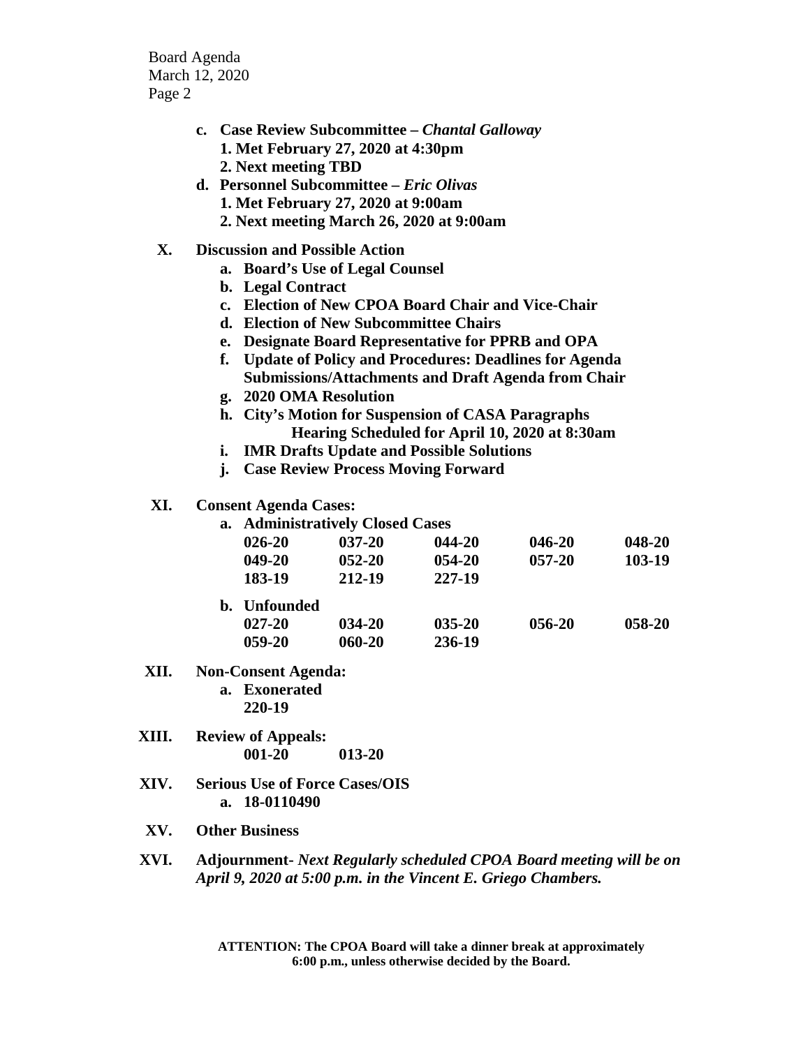c. **Case Review Subcommittee –** ***Chantal Galloway***
   1. **Met February 27, 2020 at 4:30pm**
   2. **Next meeting TBD**

d. **Personnel Subcommittee –** ***Eric Olivas***
   1. **Met February 27, 2020 at 9:00am**
   2. **Next meeting March 26, 2020 at 9:00am**

**X. Discussion and Possible Action**

a. **Board's Use of Legal Counsel**
b. **Legal Contract**
c. **Election of New CPOA Board Chair and Vice-Chair**
d. **Election of New Subcommittee Chairs**
e. **Designate Board Representative for PPRB and OPA**
f. **Update of Policy and Procedures: Deadlines for Agenda Submissions/Attachments and Draft Agenda from Chair**
g. **2020 OMA Resolution**
h. **City's Motion for Suspension of CASA Paragraphs**
   **Hearing Scheduled for April 10, 2020 at 8:30am**
i. **IMR Drafts Update and Possible Solutions**
j. **Case Review Process Moving Forward**

**XI. Consent Agenda Cases:**

a. **Administratively Closed Cases**

| | | | | |
|---|---|---|---|---|
| **026-20** | **037-20** | **044-20** | **046-20** | **048-20** |
| **049-20** | **052-20** | **054-20** | **057-20** | **103-19** |
| **183-19** | **212-19** | **227-19** | | |

b. **Unfounded**

| | | | | |
|---|---|---|---|---|
| **027-20** | **034-20** | **035-20** | **056-20** | **058-20** |
| **059-20** | **060-20** | **236-19** | | |

**XII. Non-Consent Agenda:**

a. **Exonerated**
   **220-19**

**XIII. Review of Appeals:**

**001-20** **013-20**

**XIV. Serious Use of Force Cases/OIS**

a. **18-0110490**

**XV. Other Business**

**XVI. Adjournment-** ***Next Regularly scheduled CPOA Board meeting will be on April 9, 2020 at 5:00 p.m. in the Vincent E. Griego Chambers.***

**ATTENTION: The CPOA Board will take a dinner break at approximately 6:00 p.m., unless otherwise decided by the Board.**